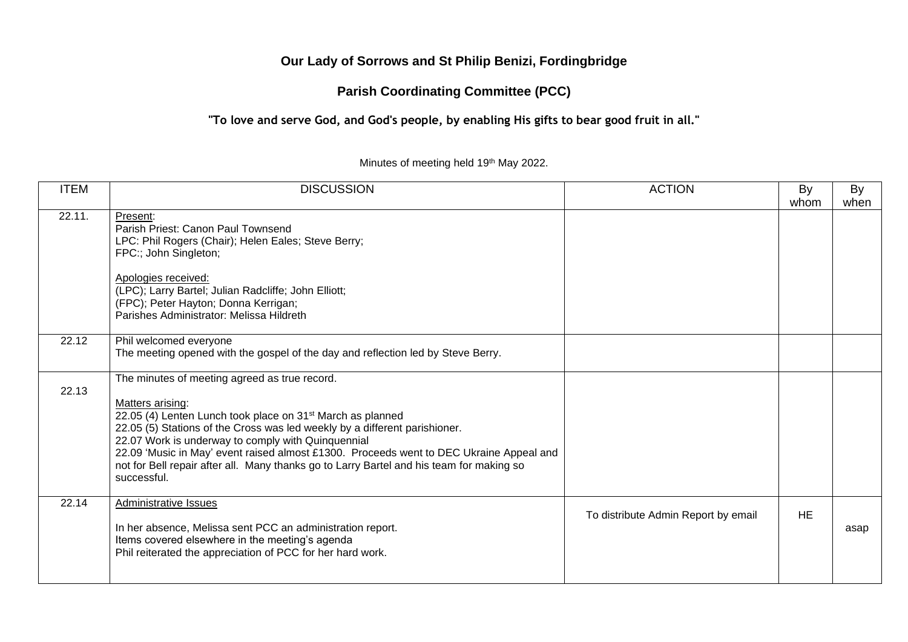# Our Lady of Sorrows and St Philip Benizi, Fordingbridge

## Parish Coordinating Committee (PCC)

### "To love and serve God, and God's people, by enabling His gifts to bear good fruit in all."

Minutes of meeting held 19th May 2022.

| ITEM | DISCUSSION | ACTION | By whom | By when |
|---|---|---|---|---|
| 22.11. | Present:<br>Parish Priest: Canon Paul Townsend<br>LPC: Phil Rogers (Chair); Helen Eales; Steve Berry;<br>FPC:; John Singleton;<br><br>Apologies received:<br>(LPC); Larry Bartel; Julian Radcliffe; John Elliott;<br>(FPC); Peter Hayton; Donna Kerrigan;<br>Parishes Administrator: Melissa Hildreth | | | |
| 22.12 | Phil welcomed everyone<br>The meeting opened with the gospel of the day and reflection led by Steve Berry. | | | |
| 22.13 | The minutes of meeting agreed as true record.<br><br>Matters arising:<br>22.05 (4) Lenten Lunch took place on 31st March as planned<br>22.05 (5) Stations of the Cross was led weekly by a different parishioner.<br>22.07 Work is underway to comply with Quinquennial<br>22.09 'Music in May' event raised almost £1300. Proceeds went to DEC Ukraine Appeal and not for Bell repair after all. Many thanks go to Larry Bartel and his team for making so successful. | | | |
| 22.14 | Administrative Issues<br><br>In her absence, Melissa sent PCC an administration report.<br>Items covered elsewhere in the meeting's agenda<br>Phil reiterated the appreciation of PCC for her hard work. | To distribute Admin Report by email | HE | asap |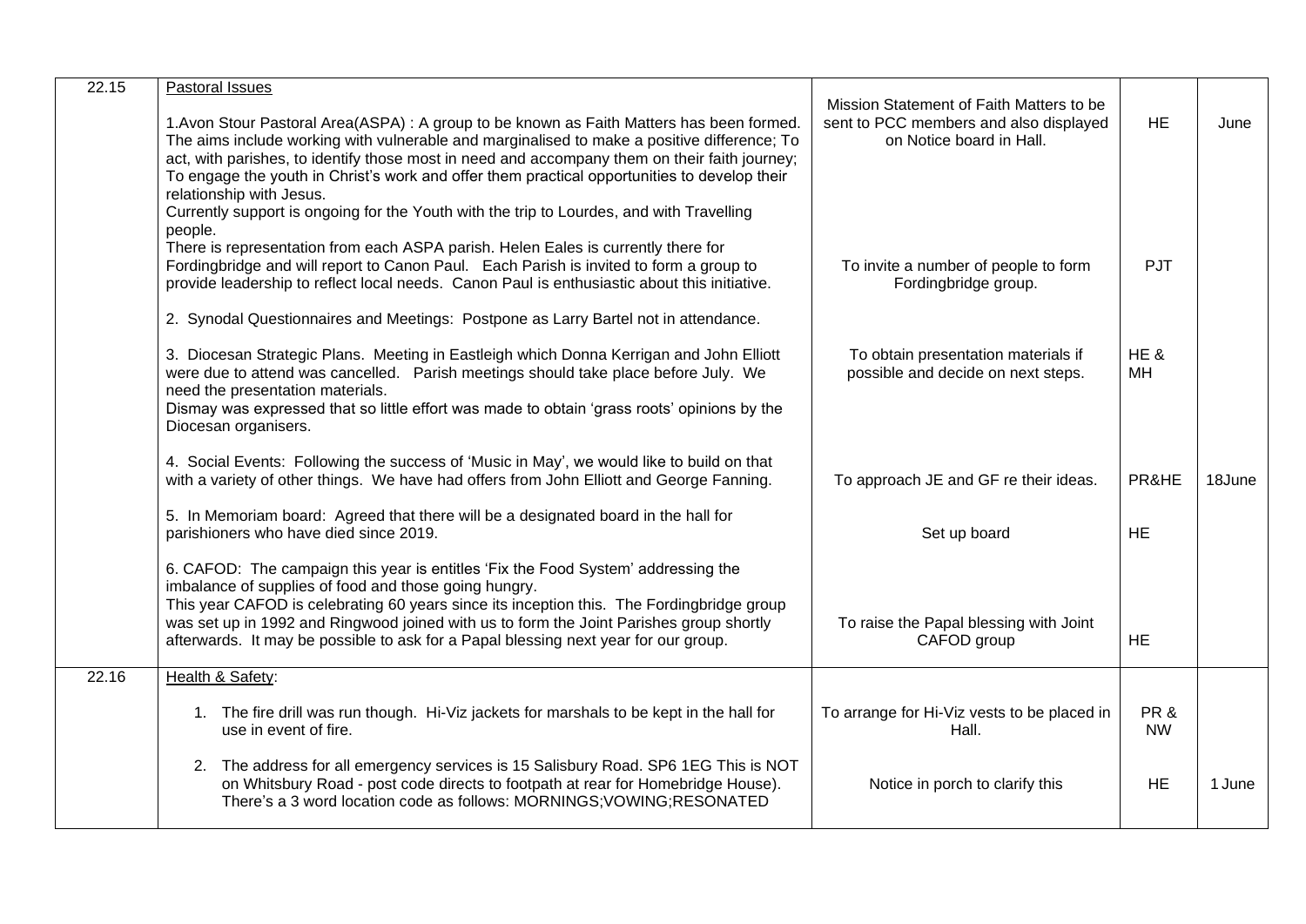| | | | | |
|---|---|---|---|---|
| 22.15 | <u>Pastoral Issues</u><br><br>1.Avon Stour Pastoral Area(ASPA) : A group to be known as Faith Matters has been formed. The aims include working with vulnerable and marginalised to make a positive difference; To act, with parishes, to identify those most in need and accompany them on their faith journey; To engage the youth in Christ's work and offer them practical opportunities to develop their relationship with Jesus.<br>Currently support is ongoing for the Youth with the trip to Lourdes, and with Travelling people. | Mission Statement of Faith Matters to be sent to PCC members and also displayed on Notice board in Hall. | HE | June |
| | There is representation from each ASPA parish. Helen Eales is currently there for Fordingbridge and will report to Canon Paul. Each Parish is invited to form a group to provide leadership to reflect local needs. Canon Paul is enthusiastic about this initiative. | To invite a number of people to form Fordingbridge group. | PJT | |
| | 2. Synodal Questionnaires and Meetings: Postpone as Larry Bartel not in attendance. | | | |
| | 3. Diocesan Strategic Plans. Meeting in Eastleigh which Donna Kerrigan and John Elliott were due to attend was cancelled. Parish meetings should take place before July. We need the presentation materials.<br>Dismay was expressed that so little effort was made to obtain 'grass roots' opinions by the Diocesan organisers. | To obtain presentation materials if possible and decide on next steps. | HE & MH | |
| | 4. Social Events: Following the success of 'Music in May', we would like to build on that with a variety of other things. We have had offers from John Elliott and George Fanning. | To approach JE and GF re their ideas. | PR&HE | 18June |
| | 5. In Memoriam board: Agreed that there will be a designated board in the hall for parishioners who have died since 2019. | Set up board | HE | |
| | 6. CAFOD: The campaign this year is entitles 'Fix the Food System' addressing the imbalance of supplies of food and those going hungry.<br>This year CAFOD is celebrating 60 years since its inception this. The Fordingbridge group was set up in 1992 and Ringwood joined with us to form the Joint Parishes group shortly afterwards. It may be possible to ask for a Papal blessing next year for our group. | To raise the Papal blessing with Joint CAFOD group | HE | |
| 22.16 | <u>Health & Safety</u>:<br><br>1. The fire drill was run though. Hi-Viz jackets for marshals to be kept in the hall for use in event of fire. | To arrange for Hi-Viz vests to be placed in Hall. | PR & NW | |
| | 2. The address for all emergency services is 15 Salisbury Road. SP6 1EG This is NOT on Whitsbury Road - post code directs to footpath at rear for Homebridge House). There's a 3 word location code as follows: MORNINGS;VOWING;RESONATED | Notice in porch to clarify this | HE | 1 June |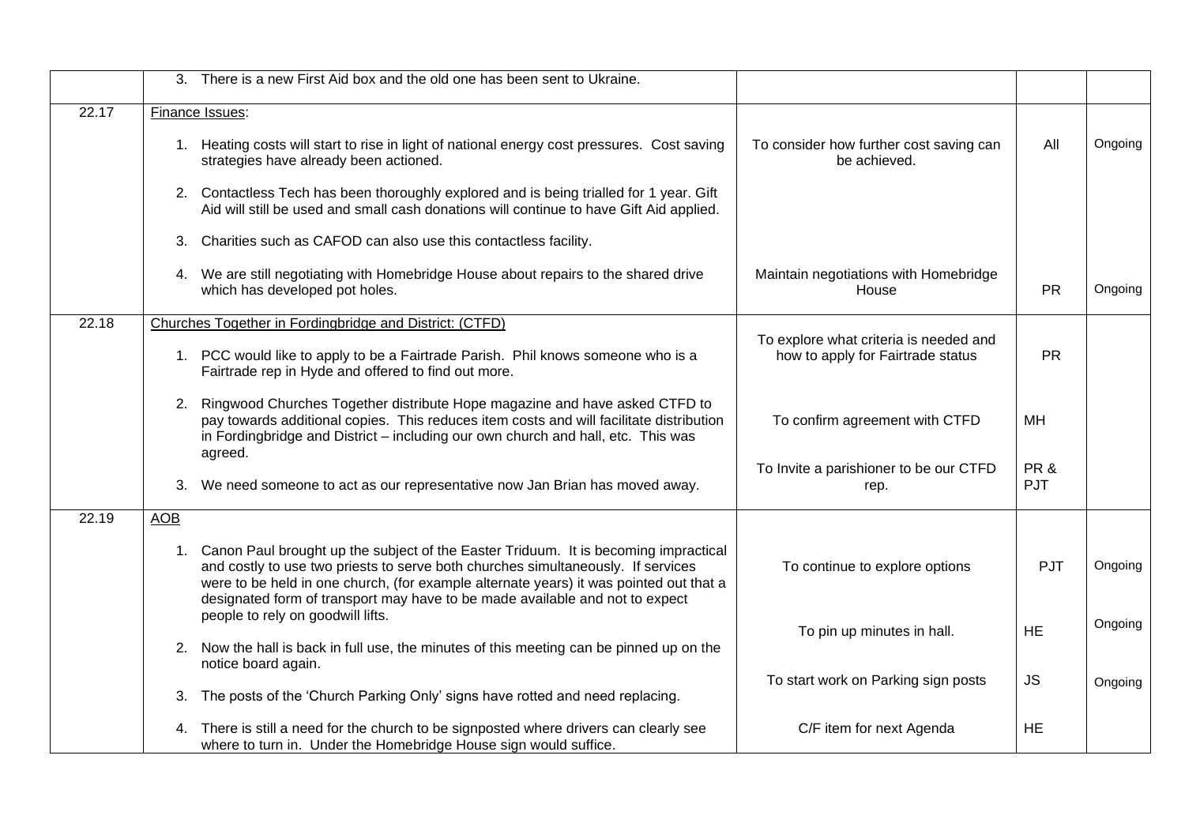| | | | | |
|---|---|---|---|---|
| | 3. There is a new First Aid box and the old one has been sent to Ukraine. | | | |
| 22.17 | Finance Issues:<br><br>1. Heating costs will start to rise in light of national energy cost pressures. Cost saving strategies have already been actioned.<br><br>2. Contactless Tech has been thoroughly explored and is being trialled for 1 year. Gift Aid will still be used and small cash donations will continue to have Gift Aid applied.<br><br>3. Charities such as CAFOD can also use this contactless facility.<br><br>4. We are still negotiating with Homebridge House about repairs to the shared drive which has developed pot holes. | To consider how further cost saving can be achieved.<br><br>Maintain negotiations with Homebridge House | All<br><br>PR | Ongoing<br><br>Ongoing |
| 22.18 | Churches Together in Fordingbridge and District: (CTFD)<br><br>1. PCC would like to apply to be a Fairtrade Parish. Phil knows someone who is a Fairtrade rep in Hyde and offered to find out more.<br><br>2. Ringwood Churches Together distribute Hope magazine and have asked CTFD to pay towards additional copies. This reduces item costs and will facilitate distribution in Fordingbridge and District – including our own church and hall, etc. This was agreed.<br><br>3. We need someone to act as our representative now Jan Brian has moved away. | To explore what criteria is needed and how to apply for Fairtrade status<br><br>To confirm agreement with CTFD<br><br>To Invite a parishioner to be our CTFD rep. | PR<br><br>MH<br><br>PR & PJT | |
| 22.19 | AOB<br><br>1. Canon Paul brought up the subject of the Easter Triduum. It is becoming impractical and costly to use two priests to serve both churches simultaneously. If services were to be held in one church, (for example alternate years) it was pointed out that a designated form of transport may have to be made available and not to expect people to rely on goodwill lifts.<br><br>2. Now the hall is back in full use, the minutes of this meeting can be pinned up on the notice board again.<br><br>3. The posts of the 'Church Parking Only' signs have rotted and need replacing.<br><br>4. There is still a need for the church to be signposted where drivers can clearly see where to turn in. Under the Homebridge House sign would suffice. | To continue to explore options<br><br>To pin up minutes in hall.<br><br>To start work on Parking sign posts<br><br>C/F item for next Agenda | PJT<br><br>HE<br><br>JS<br><br>HE | Ongoing<br><br>Ongoing<br><br>Ongoing |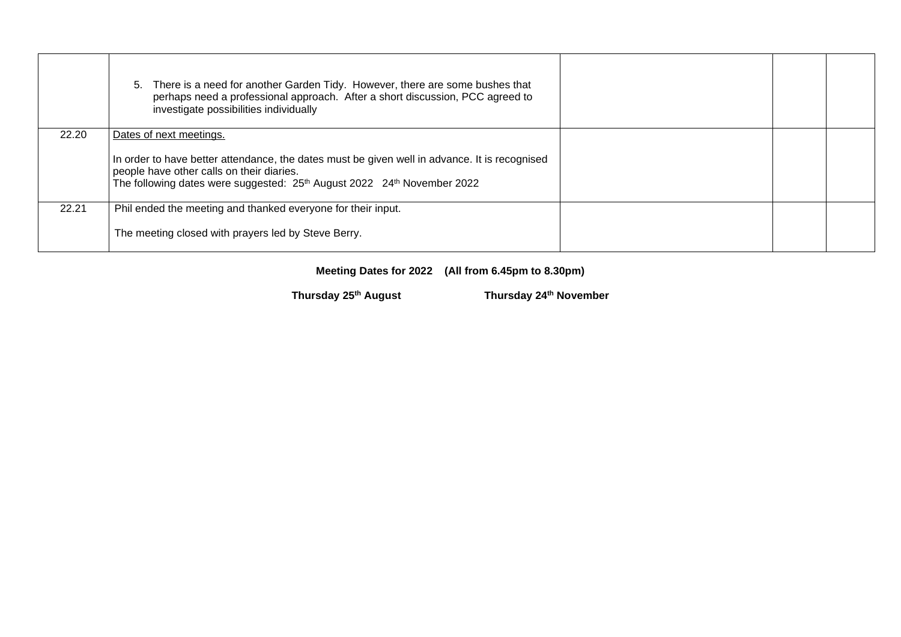| | | | | |
|---|---|---|---|---|
| | 5. There is a need for another Garden Tidy. However, there are some bushes that perhaps need a professional approach. After a short discussion, PCC agreed to investigate possibilities individually | | | |
| 22.20 | Dates of next meetings.<br><br>In order to have better attendance, the dates must be given well in advance. It is recognised people have other calls on their diaries.<br>The following dates were suggested: 25th August 2022 24th November 2022 | | | |
| 22.21 | Phil ended the meeting and thanked everyone for their input.<br><br>The meeting closed with prayers led by Steve Berry. | | | |

**Meeting Dates for 2022 (All from 6.45pm to 8.30pm)**

**Thursday 25th August** **Thursday 24th November**